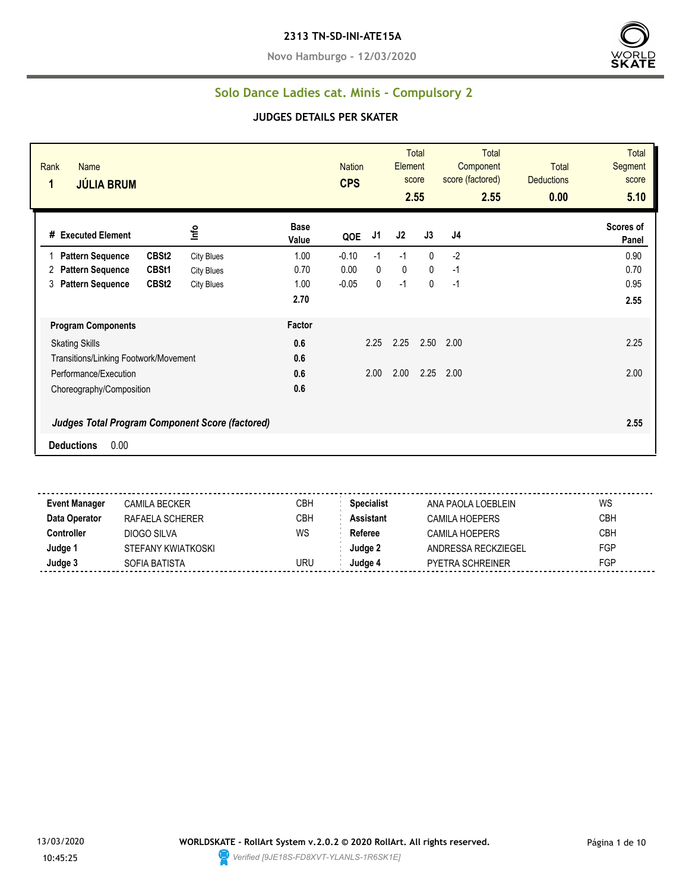**2313 TN-SD-INI-ATE15A**

**Novo Hamburgo - 12/03/2020**

## Solo Dance Ladies cat. Minis - Compulsory 2

### JUDGES DETAILS PER SKATER

| Rank | Name | Nation | Total Element score | Total Component score (factored) | Total Deductions | Total Segment score |
|---|---|---|---|---|---|---|
| 1 | JÚLIA BRUM | CPS | 2.55 | 2.55 | 0.00 | 5.10 |

| # | Executed Element | | Info | Base Value | QOE | J1 | J2 | J3 | J4 | Scores of Panel |
|---|---|---|---|---|---|---|---|---|---|---|
| 1 | Pattern Sequence | CBSt2 | City Blues | 1.00 | -0.10 | -1 | -1 | 0 | -2 | 0.90 |
| 2 | Pattern Sequence | CBSt1 | City Blues | 0.70 | 0.00 | 0 | 0 | 0 | -1 | 0.70 |
| 3 | Pattern Sequence | CBSt2 | City Blues | 1.00 | -0.05 | 0 | -1 | 0 | -1 | 0.95 |
| | | | | 2.70 | | | | | | 2.55 |

| Program Components | Factor | J1 | J2 | J3 | J4 | |
|---|---|---|---|---|---|---|
| Skating Skills | 0.6 | 2.25 | 2.25 | 2.50 | 2.00 | 2.25 |
| Transitions/Linking Footwork/Movement | 0.6 | | | | | |
| Performance/Execution | 0.6 | 2.00 | 2.00 | 2.25 | 2.00 | 2.00 |
| Choreography/Composition | 0.6 | | | | | |
| *Judges Total Program Component Score (factored)* | | | | | | 2.55 |

**Deductions** 0.00

| | | | | | |
|---|---|---|---|---|---|
| **Event Manager** | CAMILA BECKER | CBH | **Specialist** | ANA PAOLA LOEBLEIN | WS |
| **Data Operator** | RAFAELA SCHERER | CBH | **Assistant** | CAMILA HOEPERS | CBH |
| **Controller** | DIOGO SILVA | WS | **Referee** | CAMILA HOEPERS | CBH |
| **Judge 1** | STEFANY KWIATKOSKI | | **Judge 2** | ANDRESSA RECKZIEGEL | FGP |
| **Judge 3** | SOFIA BATISTA | URU | **Judge 4** | PYETRA SCHREINER | FGP |

13/03/2020 10:45:25

**WORLDSKATE - RollArt System v.2.0.2 © 2020 RollArt. All rights reserved.**

*Verified [9JE18S-FD8XVT-YLANLS-1R6SK1E]*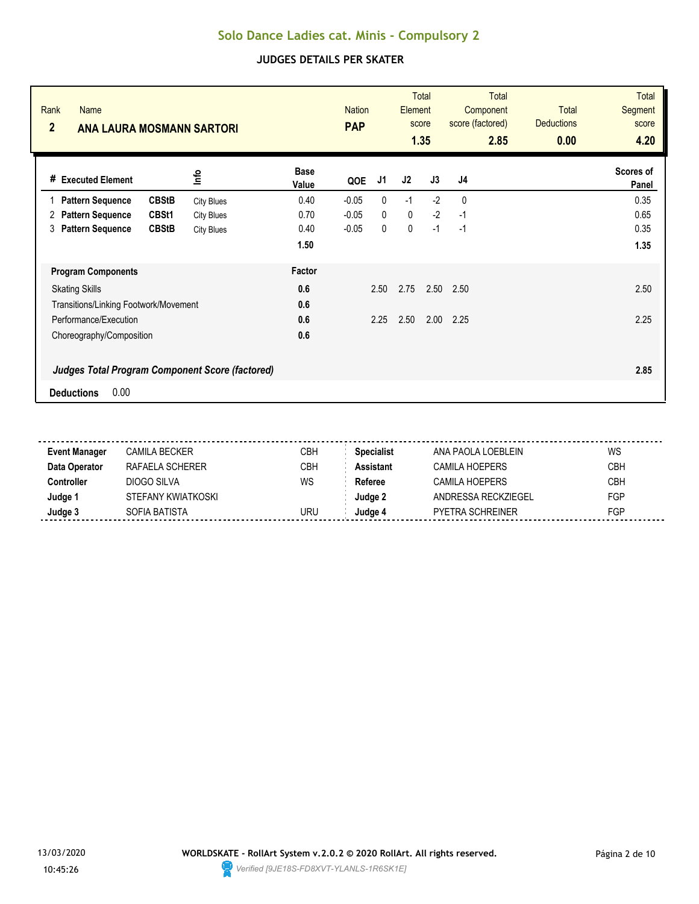# Solo Dance Ladies cat. Minis - Compulsory 2

## JUDGES DETAILS PER SKATER

| Rank | Name | Nation | Total Element score | Total Component score (factored) | Total Deductions | Total Segment score |
|---|---|---|---|---|---|---|
| 2 | ANA LAURA MOSMANN SARTORI | PAP | 1.35 | 2.85 | 0.00 | 4.20 |

| # | Executed Element | | Info | Base Value | QOE | J1 | J2 | J3 | J4 | Scores of Panel |
|---|---|---|---|---|---|---|---|---|---|---|
| 1 | Pattern Sequence | CBStB | City Blues | 0.40 | -0.05 | 0 | -1 | -2 | 0 | 0.35 |
| 2 | Pattern Sequence | CBSt1 | City Blues | 0.70 | -0.05 | 0 | 0 | -2 | -1 | 0.65 |
| 3 | Pattern Sequence | CBStB | City Blues | 0.40 | -0.05 | 0 | 0 | -1 | -1 | 0.35 |
| | | | | 1.50 | | | | | | 1.35 |

| Program Components | Factor | J1 | J2 | J3 | J4 | |
|---|---|---|---|---|---|---|
| Skating Skills | 0.6 | 2.50 | 2.75 | 2.50 | 2.50 | 2.50 |
| Transitions/Linking Footwork/Movement | 0.6 | | | | | |
| Performance/Execution | 0.6 | 2.25 | 2.50 | 2.00 | 2.25 | 2.25 |
| Choreography/Composition | 0.6 | | | | | |
| ***Judges Total Program Component Score (factored)*** | | | | | | **2.85** |

**Deductions** 0.00

| | | | | | |
|---|---|---|---|---|---|
| **Event Manager** | CAMILA BECKER | CBH | **Specialist** | ANA PAOLA LOEBLEIN | WS |
| **Data Operator** | RAFAELA SCHERER | CBH | **Assistant** | CAMILA HOEPERS | CBH |
| **Controller** | DIOGO SILVA | WS | **Referee** | CAMILA HOEPERS | CBH |
| **Judge 1** | STEFANY KWIATKOSKI | | **Judge 2** | ANDRESSA RECKZIEGEL | FGP |
| **Judge 3** | SOFIA BATISTA | URU | **Judge 4** | PYETRA SCHREINER | FGP |

13/03/2020 10:45:26

**WORLDSKATE - RollArt System v.2.0.2 © 2020 RollArt. All rights reserved.**

*Verified [9JE18S-FD8XVT-YLANLS-1R6SK1E]*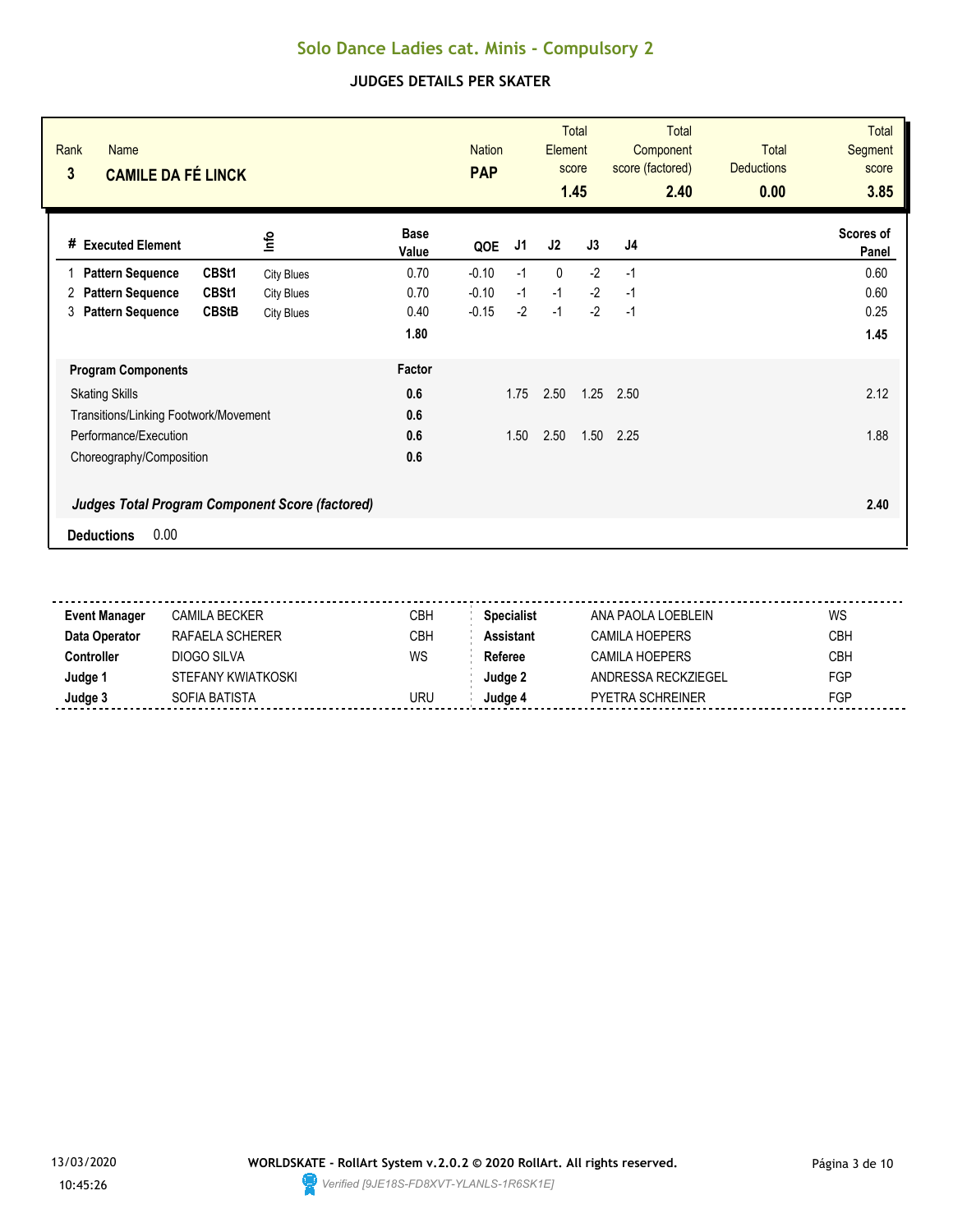# Solo Dance Ladies cat. Minis - Compulsory 2

## JUDGES DETAILS PER SKATER

| Rank | Name | Nation | Total Element score | Total Component score (factored) | Total Deductions | Total Segment score |
|---|---|---|---|---|---|---|
| 3 | **CAMILE DA FÉ LINCK** | **PAP** | **1.45** | **2.40** | **0.00** | **3.85** |

| # | Executed Element | | Info | Base Value | QOE | J1 | J2 | J3 | J4 | Scores of Panel |
|---|---|---|---|---|---|---|---|---|---|---|
| 1 | **Pattern Sequence** | **CBSt1** | City Blues | 0.70 | -0.10 | -1 | 0 | -2 | -1 | 0.60 |
| 2 | **Pattern Sequence** | **CBSt1** | City Blues | 0.70 | -0.10 | -1 | -1 | -2 | -1 | 0.60 |
| 3 | **Pattern Sequence** | **CBStB** | City Blues | 0.40 | -0.15 | -2 | -1 | -2 | -1 | 0.25 |
| | | | | **1.80** | | | | | | **1.45** |

| **Program Components** | **Factor** | J1 | J2 | J3 | J4 | |
|---|---|---|---|---|---|---|
| Skating Skills | **0.6** | 1.75 | 2.50 | 1.25 | 2.50 | 2.12 |
| Transitions/Linking Footwork/Movement | **0.6** | | | | | |
| Performance/Execution | **0.6** | 1.50 | 2.50 | 1.50 | 2.25 | 1.88 |
| Choreography/Composition | **0.6** | | | | | |
| ***Judges Total Program Component Score (factored)*** | | | | | | **2.40** |

**Deductions** 0.00

| | | | | | |
|---|---|---|---|---|---|
| **Event Manager** | CAMILA BECKER | CBH | **Specialist** | ANA PAOLA LOEBLEIN | WS |
| **Data Operator** | RAFAELA SCHERER | CBH | **Assistant** | CAMILA HOEPERS | CBH |
| **Controller** | DIOGO SILVA | WS | **Referee** | CAMILA HOEPERS | CBH |
| **Judge 1** | STEFANY KWIATKOSKI | | **Judge 2** | ANDRESSA RECKZIEGEL | FGP |
| **Judge 3** | SOFIA BATISTA | URU | **Judge 4** | PYETRA SCHREINER | FGP |

13/03/2020 10:45:26

**WORLDSKATE - RollArt System v.2.0.2 © 2020 RollArt. All rights reserved.**

*Verified [9JE18S-FD8XVT-YLANLS-1R6SK1E]*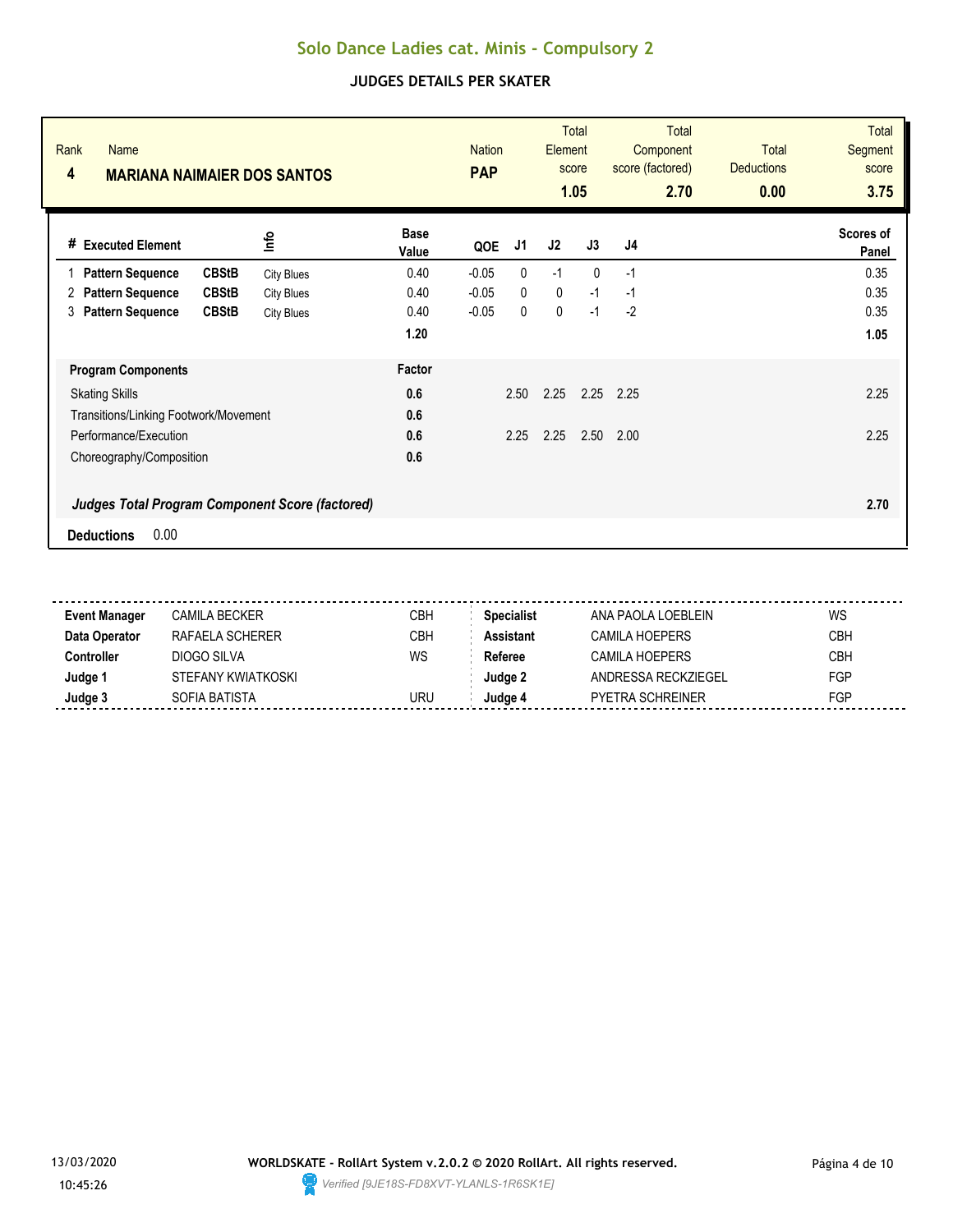# Solo Dance Ladies cat. Minis - Compulsory 2

## JUDGES DETAILS PER SKATER

| Rank | Name | Nation | Total Element score | Total Component score (factored) | Total Deductions | Total Segment score |
|---|---|---|---|---|---|---|
| 4 | **MARIANA NAIMAIER DOS SANTOS** | **PAP** | **1.05** | **2.70** | **0.00** | **3.75** |

| # | Executed Element | | Info | Base Value | QOE | J1 | J2 | J3 | J4 | Scores of Panel |
|---|---|---|---|---|---|---|---|---|---|---|
| 1 | **Pattern Sequence** | **CBStB** | City Blues | 0.40 | -0.05 | 0 | -1 | 0 | -1 | 0.35 |
| 2 | **Pattern Sequence** | **CBStB** | City Blues | 0.40 | -0.05 | 0 | 0 | -1 | -1 | 0.35 |
| 3 | **Pattern Sequence** | **CBStB** | City Blues | 0.40 | -0.05 | 0 | 0 | -1 | -2 | 0.35 |
| | | | | **1.20** | | | | | | **1.05** |

| **Program Components** | **Factor** | J1 | J2 | J3 | J4 | |
|---|---|---|---|---|---|---|
| Skating Skills | **0.6** | 2.50 | 2.25 | 2.25 | 2.25 | 2.25 |
| Transitions/Linking Footwork/Movement | **0.6** | | | | | |
| Performance/Execution | **0.6** | 2.25 | 2.25 | 2.50 | 2.00 | 2.25 |
| Choreography/Composition | **0.6** | | | | | |
| ***Judges Total Program Component Score (factored)*** | | | | | | **2.70** |

**Deductions** 0.00

| | | | | | |
|---|---|---|---|---|---|
| **Event Manager** | CAMILA BECKER | CBH | **Specialist** | ANA PAOLA LOEBLEIN | WS |
| **Data Operator** | RAFAELA SCHERER | CBH | **Assistant** | CAMILA HOEPERS | CBH |
| **Controller** | DIOGO SILVA | WS | **Referee** | CAMILA HOEPERS | CBH |
| **Judge 1** | STEFANY KWIATKOSKI | | **Judge 2** | ANDRESSA RECKZIEGEL | FGP |
| **Judge 3** | SOFIA BATISTA | URU | **Judge 4** | PYETRA SCHREINER | FGP |

13/03/2020
10:45:26

**WORLDSKATE - RollArt System v.2.0.2 © 2020 RollArt. All rights reserved.**
*Verified [9JE18S-FD8XVT-YLANLS-1R6SK1E]*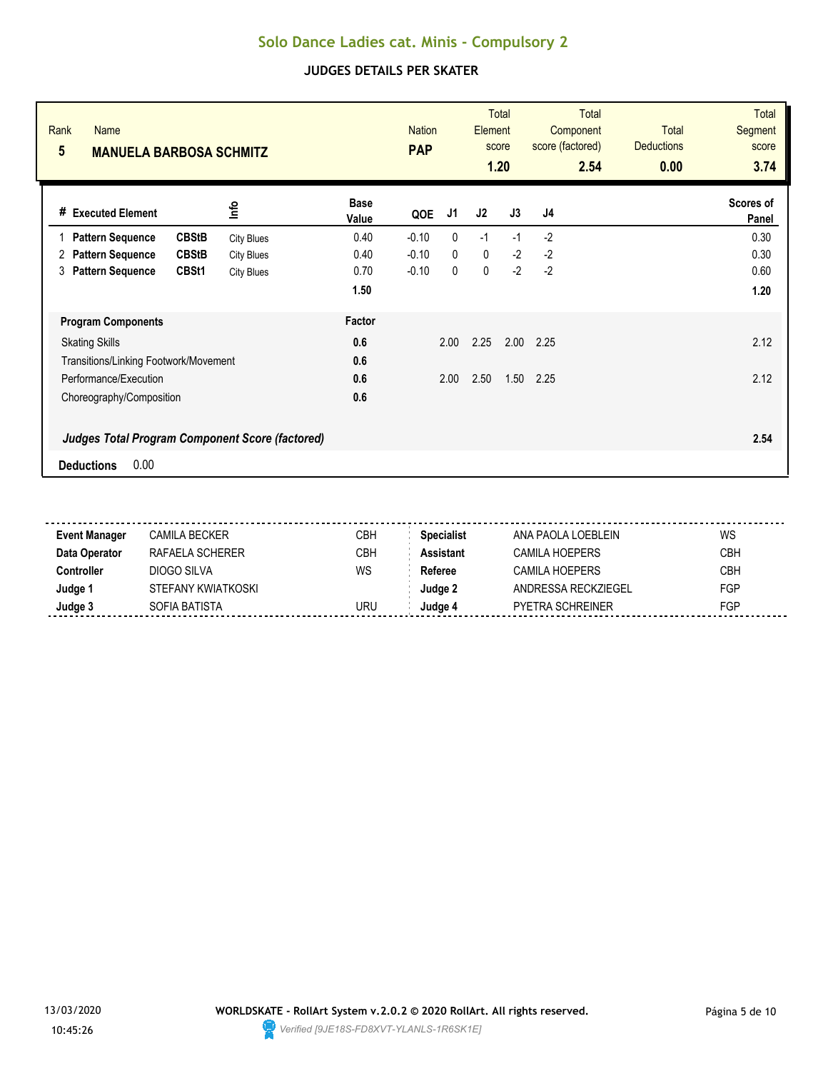# Solo Dance Ladies cat. Minis - Compulsory 2

## JUDGES DETAILS PER SKATER

| Rank | Name | Nation | Total Element score | Total Component score (factored) | Total Deductions | Total Segment score |
|---|---|---|---|---|---|---|
| 5 | **MANUELA BARBOSA SCHMITZ** | **PAP** | **1.20** | **2.54** | **0.00** | **3.74** |

| # | Executed Element | | Info | Base Value | QOE | J1 | J2 | J3 | J4 | Scores of Panel |
|---|---|---|---|---|---|---|---|---|---|---|
| 1 | **Pattern Sequence** | **CBStB** | City Blues | 0.40 | -0.10 | 0 | -1 | -1 | -2 | 0.30 |
| 2 | **Pattern Sequence** | **CBStB** | City Blues | 0.40 | -0.10 | 0 | 0 | -2 | -2 | 0.30 |
| 3 | **Pattern Sequence** | **CBSt1** | City Blues | 0.70 | -0.10 | 0 | 0 | -2 | -2 | 0.60 |
| | | | | **1.50** | | | | | | **1.20** |

| **Program Components** | **Factor** | J1 | J2 | J3 | J4 | |
|---|---|---|---|---|---|---|
| Skating Skills | **0.6** | 2.00 | 2.25 | 2.00 | 2.25 | 2.12 |
| Transitions/Linking Footwork/Movement | **0.6** | | | | | |
| Performance/Execution | **0.6** | 2.00 | 2.50 | 1.50 | 2.25 | 2.12 |
| Choreography/Composition | **0.6** | | | | | |
| ***Judges Total Program Component Score (factored)*** | | | | | | **2.54** |

**Deductions** 0.00

| | | | | | |
|---|---|---|---|---|---|
| **Event Manager** | CAMILA BECKER | CBH | **Specialist** | ANA PAOLA LOEBLEIN | WS |
| **Data Operator** | RAFAELA SCHERER | CBH | **Assistant** | CAMILA HOEPERS | CBH |
| **Controller** | DIOGO SILVA | WS | **Referee** | CAMILA HOEPERS | CBH |
| **Judge 1** | STEFANY KWIATKOSKI | | **Judge 2** | ANDRESSA RECKZIEGEL | FGP |
| **Judge 3** | SOFIA BATISTA | URU | **Judge 4** | PYETRA SCHREINER | FGP |

13/03/2020 10:45:26

**WORLDSKATE - RollArt System v.2.0.2 © 2020 RollArt. All rights reserved.**

*Verified [9JE18S-FD8XVT-YLANLS-1R6SK1E]*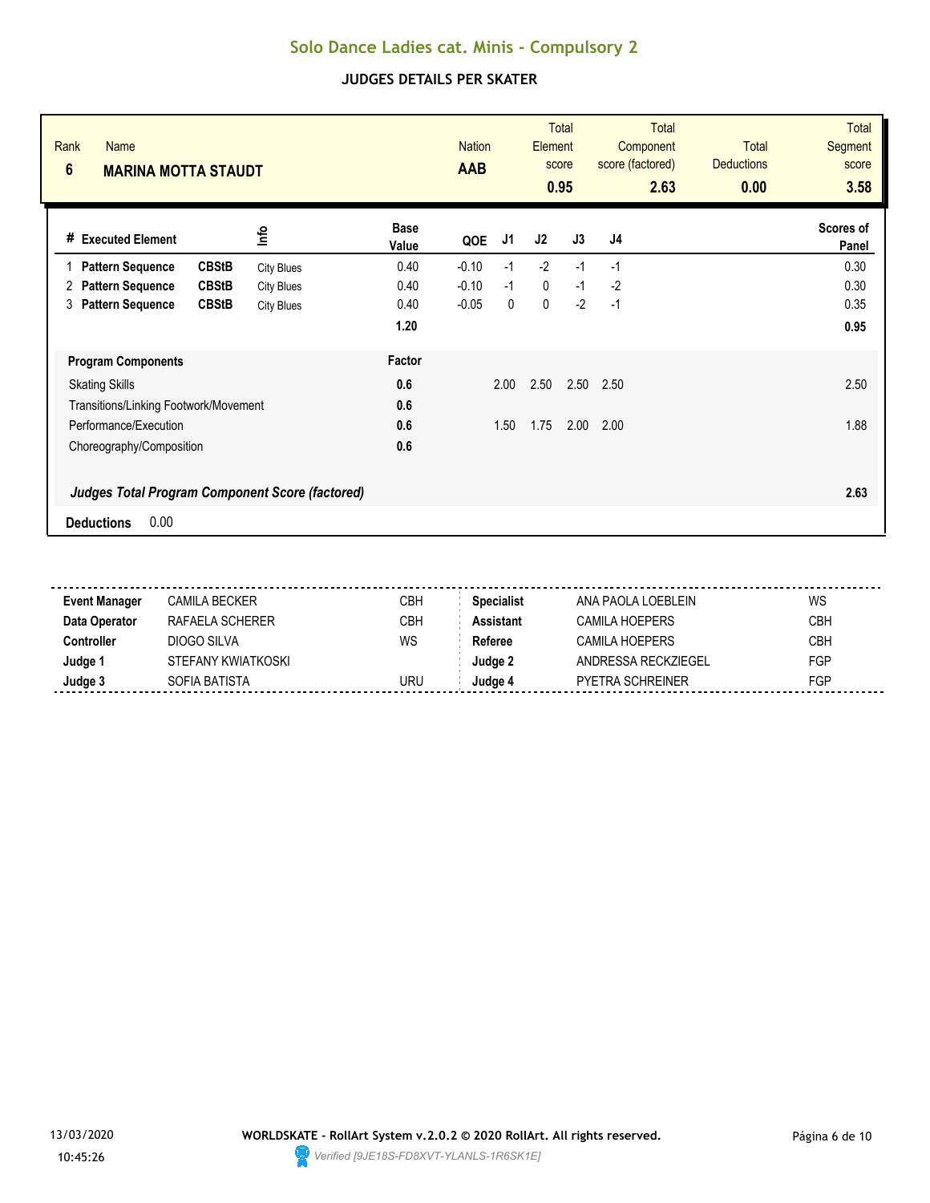# Solo Dance Ladies cat. Minis - Compulsory 2

## JUDGES DETAILS PER SKATER

| Rank | Name | Nation | Total Element score | Total Component score (factored) | Total Deductions | Total Segment score |
|---|---|---|---|---|---|---|
| 6 | **MARINA MOTTA STAUDT** | **AAB** | **0.95** | **2.63** | **0.00** | **3.58** |

| # | Executed Element | | Info | Base Value | QOE | J1 | J2 | J3 | J4 | Scores of Panel |
|---|---|---|---|---|---|---|---|---|---|---|
| 1 | **Pattern Sequence** | **CBStB** | City Blues | 0.40 | -0.10 | -1 | -2 | -1 | -1 | 0.30 |
| 2 | **Pattern Sequence** | **CBStB** | City Blues | 0.40 | -0.10 | -1 | 0 | -1 | -2 | 0.30 |
| 3 | **Pattern Sequence** | **CBStB** | City Blues | 0.40 | -0.05 | 0 | 0 | -2 | -1 | 0.35 |
| | | | | **1.20** | | | | | | **0.95** |

| **Program Components** | **Factor** | J1 | J2 | J3 | J4 | |
|---|---|---|---|---|---|---|
| Skating Skills | **0.6** | 2.00 | 2.50 | 2.50 | 2.50 | 2.50 |
| Transitions/Linking Footwork/Movement | **0.6** | | | | | |
| Performance/Execution | **0.6** | 1.50 | 1.75 | 2.00 | 2.00 | 1.88 |
| Choreography/Composition | **0.6** | | | | | |
| ***Judges Total Program Component Score (factored)*** | | | | | | **2.63** |

**Deductions** 0.00

| | | | | | |
|---|---|---|---|---|---|
| **Event Manager** | CAMILA BECKER | CBH | **Specialist** | ANA PAOLA LOEBLEIN | WS |
| **Data Operator** | RAFAELA SCHERER | CBH | **Assistant** | CAMILA HOEPERS | CBH |
| **Controller** | DIOGO SILVA | WS | **Referee** | CAMILA HOEPERS | CBH |
| **Judge 1** | STEFANY KWIATKOSKI | | **Judge 2** | ANDRESSA RECKZIEGEL | FGP |
| **Judge 3** | SOFIA BATISTA | URU | **Judge 4** | PYETRA SCHREINER | FGP |

13/03/2020 10:45:26

**WORLDSKATE - RollArt System v.2.0.2 © 2020 RollArt. All rights reserved.**

*Verified [9JE18S-FD8XVT-YLANLS-1R6SK1E]*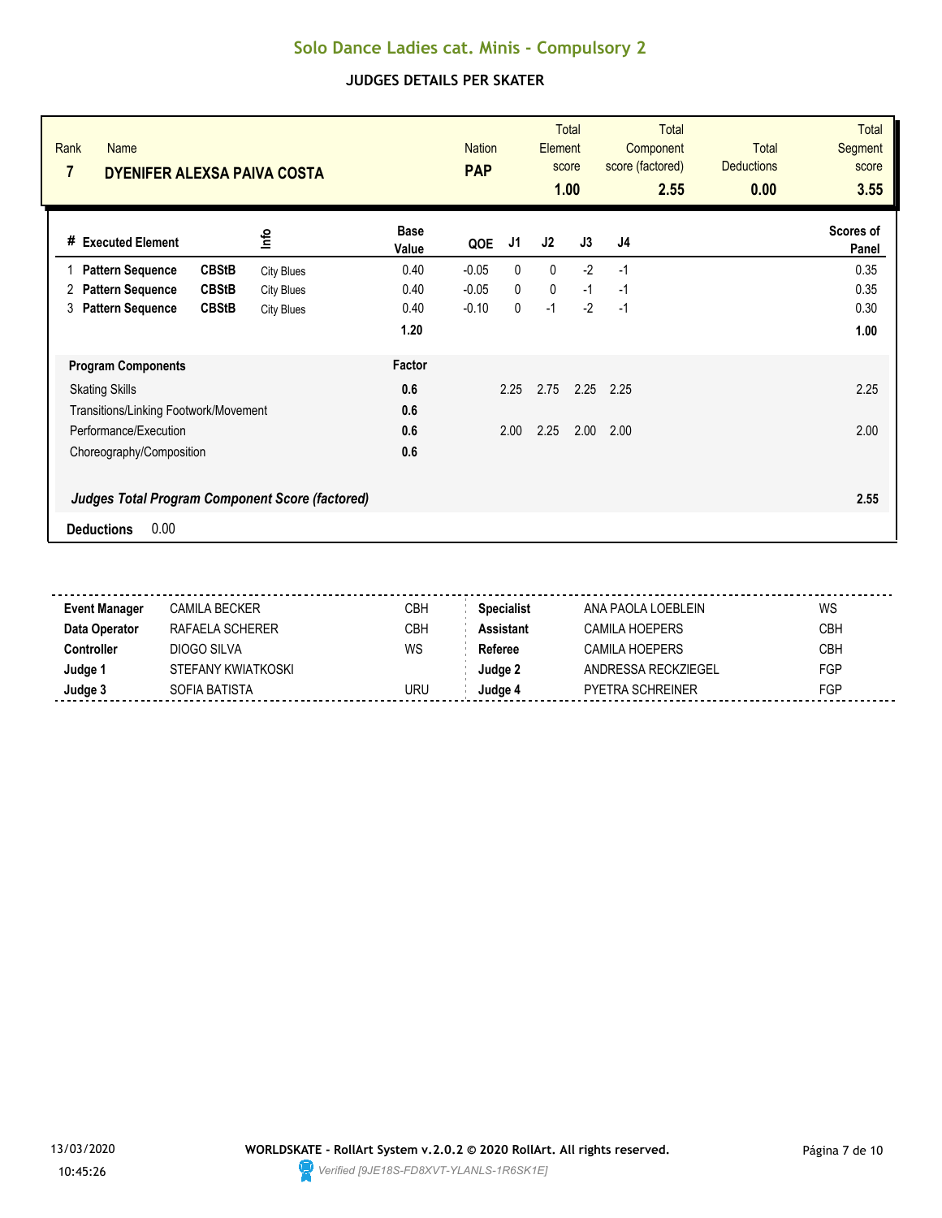# Solo Dance Ladies cat. Minis - Compulsory 2

## JUDGES DETAILS PER SKATER

| Rank | Name | Nation | Total Element score | Total Component score (factored) | Total Deductions | Total Segment score |
|---|---|---|---|---|---|---|
| 7 | DYENIFER ALEXSA PAIVA COSTA | PAP | 1.00 | 2.55 | 0.00 | 3.55 |

| # | Executed Element | | Info | Base Value | QOE | J1 | J2 | J3 | J4 | Scores of Panel |
|---|---|---|---|---|---|---|---|---|---|---|
| 1 | Pattern Sequence | CBStB | City Blues | 0.40 | -0.05 | 0 | 0 | -2 | -1 | 0.35 |
| 2 | Pattern Sequence | CBStB | City Blues | 0.40 | -0.05 | 0 | 0 | -1 | -1 | 0.35 |
| 3 | Pattern Sequence | CBStB | City Blues | 0.40 | -0.10 | 0 | -1 | -2 | -1 | 0.30 |
| | | | | 1.20 | | | | | | 1.00 |

| Program Components | Factor | J1 | J2 | J3 | J4 | Scores of Panel |
|---|---|---|---|---|---|---|
| Skating Skills | 0.6 | 2.25 | 2.75 | 2.25 | 2.25 | 2.25 |
| Transitions/Linking Footwork/Movement | 0.6 | | | | | |
| Performance/Execution | 0.6 | 2.00 | 2.25 | 2.00 | 2.00 | 2.00 |
| Choreography/Composition | 0.6 | | | | | |
| *Judges Total Program Component Score (factored)* | | | | | | 2.55 |

**Deductions** 0.00

| | | | | | |
|---|---|---|---|---|---|
| **Event Manager** | CAMILA BECKER | CBH | **Specialist** | ANA PAOLA LOEBLEIN | WS |
| **Data Operator** | RAFAELA SCHERER | CBH | **Assistant** | CAMILA HOEPERS | CBH |
| **Controller** | DIOGO SILVA | WS | **Referee** | CAMILA HOEPERS | CBH |
| **Judge 1** | STEFANY KWIATKOSKI | | **Judge 2** | ANDRESSA RECKZIEGEL | FGP |
| **Judge 3** | SOFIA BATISTA | URU | **Judge 4** | PYETRA SCHREINER | FGP |

13/03/2020 10:45:26 — WORLDSKATE - RollArt System v.2.0.2 © 2020 RollArt. All rights reserved. — Verified [9JE18S-FD8XVT-YLANLS-1R6SK1E]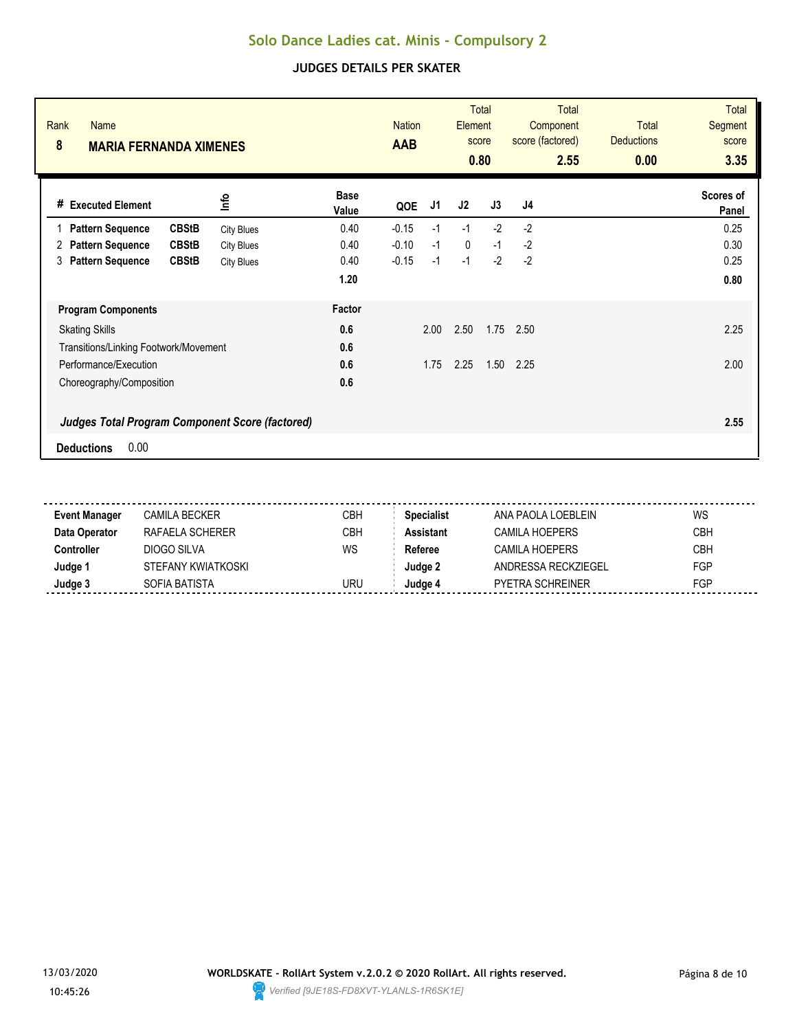# Solo Dance Ladies cat. Minis - Compulsory 2

## JUDGES DETAILS PER SKATER

| Rank | Name | Nation | Total Element score | Total Component score (factored) | Total Deductions | Total Segment score |
|---|---|---|---|---|---|---|
| 8 | **MARIA FERNANDA XIMENES** | **AAB** | **0.80** | **2.55** | **0.00** | **3.35** |

| # | Executed Element | | Info | Base Value | QOE | J1 | J2 | J3 | J4 | Scores of Panel |
|---|---|---|---|---|---|---|---|---|---|---|
| 1 | **Pattern Sequence** | **CBStB** | City Blues | 0.40 | -0.15 | -1 | -1 | -2 | -2 | 0.25 |
| 2 | **Pattern Sequence** | **CBStB** | City Blues | 0.40 | -0.10 | -1 | 0 | -1 | -2 | 0.30 |
| 3 | **Pattern Sequence** | **CBStB** | City Blues | 0.40 | -0.15 | -1 | -1 | -2 | -2 | 0.25 |
| | | | | **1.20** | | | | | | **0.80** |

| **Program Components** | **Factor** | J1 | J2 | J3 | J4 | |
|---|---|---|---|---|---|---|
| Skating Skills | **0.6** | 2.00 | 2.50 | 1.75 | 2.50 | 2.25 |
| Transitions/Linking Footwork/Movement | **0.6** | | | | | |
| Performance/Execution | **0.6** | 1.75 | 2.25 | 1.50 | 2.25 | 2.00 |
| Choreography/Composition | **0.6** | | | | | |
| ***Judges Total Program Component Score (factored)*** | | | | | | **2.55** |

**Deductions** 0.00

| | | | | | |
|---|---|---|---|---|---|
| **Event Manager** | CAMILA BECKER | CBH | **Specialist** | ANA PAOLA LOEBLEIN | WS |
| **Data Operator** | RAFAELA SCHERER | CBH | **Assistant** | CAMILA HOEPERS | CBH |
| **Controller** | DIOGO SILVA | WS | **Referee** | CAMILA HOEPERS | CBH |
| **Judge 1** | STEFANY KWIATKOSKI | | **Judge 2** | ANDRESSA RECKZIEGEL | FGP |
| **Judge 3** | SOFIA BATISTA | URU | **Judge 4** | PYETRA SCHREINER | FGP |

13/03/2020 10:45:26

**WORLDSKATE - RollArt System v.2.0.2 © 2020 RollArt. All rights reserved.**

*Verified [9JE18S-FD8XVT-YLANLS-1R6SK1E]*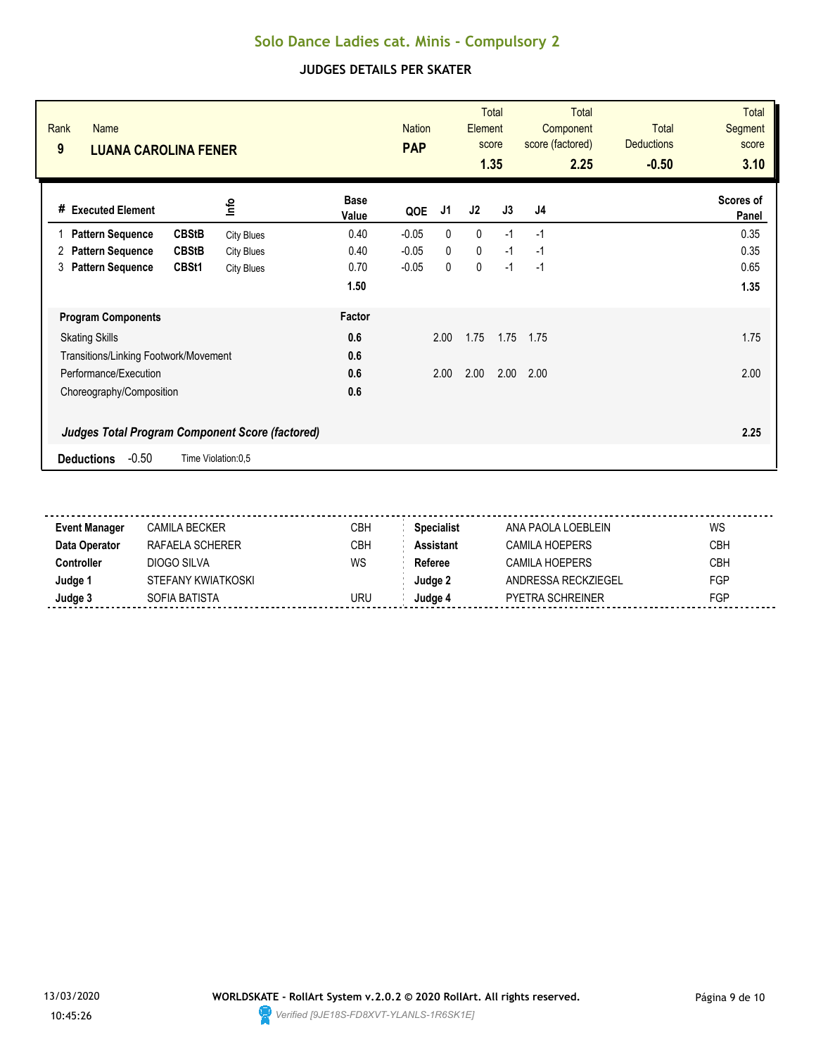# Solo Dance Ladies cat. Minis - Compulsory 2

## JUDGES DETAILS PER SKATER

| Rank | Name | Nation | Total Element score | Total Component score (factored) | Total Deductions | Total Segment score |
|---|---|---|---|---|---|---|
| 9 | **LUANA CAROLINA FENER** | **PAP** | **1.35** | **2.25** | **-0.50** | **3.10** |

| # | Executed Element | | Info | Base Value | QOE | J1 | J2 | J3 | J4 | Scores of Panel |
|---|---|---|---|---|---|---|---|---|---|---|
| 1 | **Pattern Sequence** | **CBStB** | City Blues | 0.40 | -0.05 | 0 | 0 | -1 | -1 | 0.35 |
| 2 | **Pattern Sequence** | **CBStB** | City Blues | 0.40 | -0.05 | 0 | 0 | -1 | -1 | 0.35 |
| 3 | **Pattern Sequence** | **CBSt1** | City Blues | 0.70 | -0.05 | 0 | 0 | -1 | -1 | 0.65 |
| | | | | **1.50** | | | | | | **1.35** |

| Program Components | Factor | J1 | J2 | J3 | J4 | |
|---|---|---|---|---|---|---|
| Skating Skills | **0.6** | 2.00 | 1.75 | 1.75 | 1.75 | 1.75 |
| Transitions/Linking Footwork/Movement | **0.6** | | | | | |
| Performance/Execution | **0.6** | 2.00 | 2.00 | 2.00 | 2.00 | 2.00 |
| Choreography/Composition | **0.6** | | | | | |
| ***Judges Total Program Component Score (factored)*** | | | | | | **2.25** |

**Deductions** -0.50 Time Violation:0,5

| | | | | | |
|---|---|---|---|---|---|
| **Event Manager** | CAMILA BECKER | CBH | **Specialist** | ANA PAOLA LOEBLEIN | WS |
| **Data Operator** | RAFAELA SCHERER | CBH | **Assistant** | CAMILA HOEPERS | CBH |
| **Controller** | DIOGO SILVA | WS | **Referee** | CAMILA HOEPERS | CBH |
| **Judge 1** | STEFANY KWIATKOSKI | | **Judge 2** | ANDRESSA RECKZIEGEL | FGP |
| **Judge 3** | SOFIA BATISTA | URU | **Judge 4** | PYETRA SCHREINER | FGP |

13/03/2020 10:45:26

**WORLDSKATE - RollArt System v.2.0.2 © 2020 RollArt. All rights reserved.**

*Verified [9JE18S-FD8XVT-YLANLS-1R6SK1E]*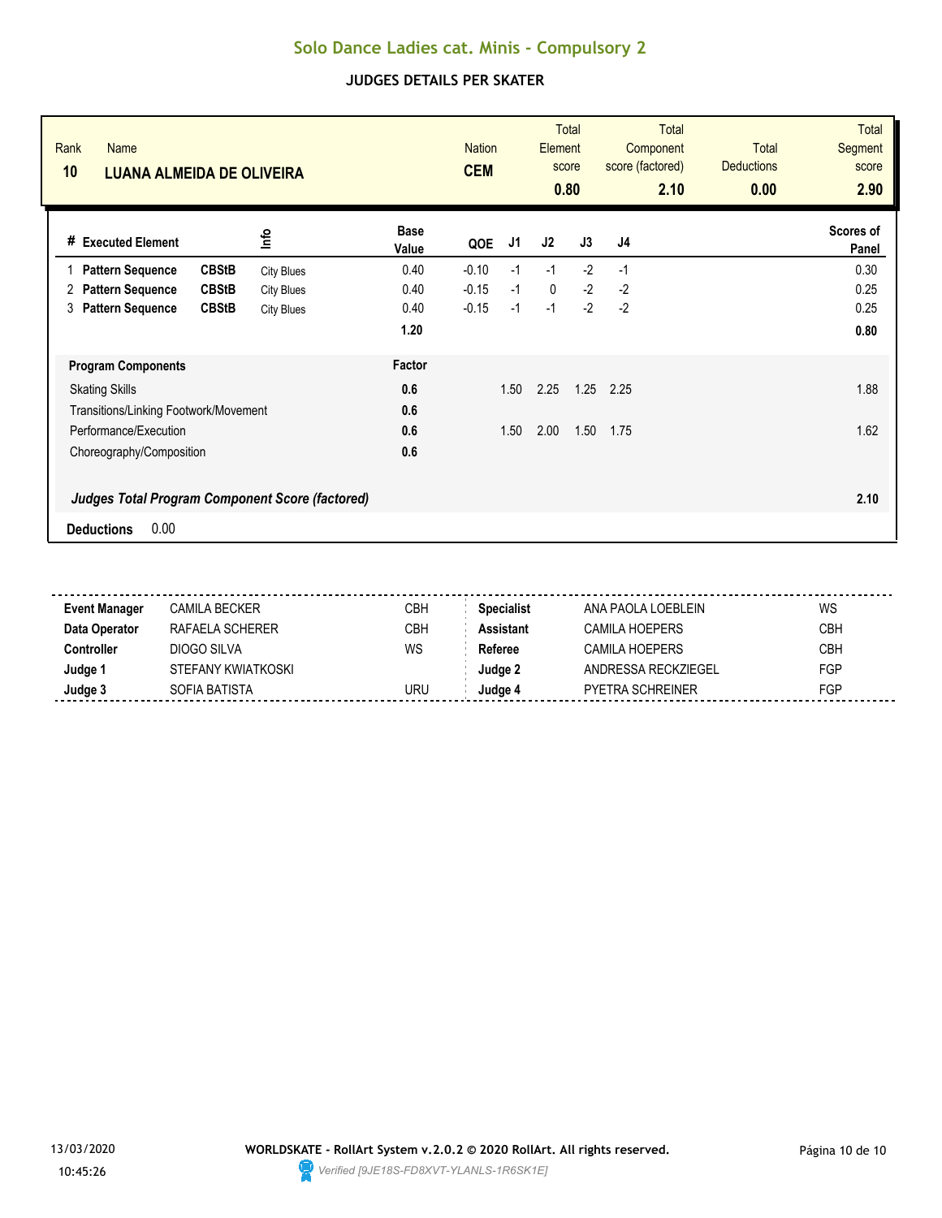# Solo Dance Ladies cat. Minis - Compulsory 2

## JUDGES DETAILS PER SKATER

| Rank | Name | Nation | Total Element score | Total Component score (factored) | Total Deductions | Total Segment score |
|---|---|---|---|---|---|---|
| 10 | **LUANA ALMEIDA DE OLIVEIRA** | **CEM** | **0.80** | **2.10** | **0.00** | **2.90** |

| # | Executed Element | | Info | Base Value | QOE | J1 | J2 | J3 | J4 | Scores of Panel |
|---|---|---|---|---|---|---|---|---|---|---|
| 1 | **Pattern Sequence** | **CBStB** | City Blues | 0.40 | -0.10 | -1 | -1 | -2 | -1 | 0.30 |
| 2 | **Pattern Sequence** | **CBStB** | City Blues | 0.40 | -0.15 | -1 | 0 | -2 | -2 | 0.25 |
| 3 | **Pattern Sequence** | **CBStB** | City Blues | 0.40 | -0.15 | -1 | -1 | -2 | -2 | 0.25 |
| | | | | **1.20** | | | | | | **0.80** |

| Program Components | Factor | J1 | J2 | J3 | J4 | |
|---|---|---|---|---|---|---|
| Skating Skills | **0.6** | 1.50 | 2.25 | 1.25 | 2.25 | 1.88 |
| Transitions/Linking Footwork/Movement | **0.6** | | | | | |
| Performance/Execution | **0.6** | 1.50 | 2.00 | 1.50 | 1.75 | 1.62 |
| Choreography/Composition | **0.6** | | | | | |
| ***Judges Total Program Component Score (factored)*** | | | | | | **2.10** |

**Deductions** 0.00

| | | | | | |
|---|---|---|---|---|---|
| **Event Manager** | CAMILA BECKER | CBH | **Specialist** | ANA PAOLA LOEBLEIN | WS |
| **Data Operator** | RAFAELA SCHERER | CBH | **Assistant** | CAMILA HOEPERS | CBH |
| **Controller** | DIOGO SILVA | WS | **Referee** | CAMILA HOEPERS | CBH |
| **Judge 1** | STEFANY KWIATKOSKI | | **Judge 2** | ANDRESSA RECKZIEGEL | FGP |
| **Judge 3** | SOFIA BATISTA | URU | **Judge 4** | PYETRA SCHREINER | FGP |

13/03/2020
10:45:26

**WORLDSKATE - RollArt System v.2.0.2 © 2020 RollArt. All rights reserved.**

*Verified [9JE18S-FD8XVT-YLANLS-1R6SK1E]*